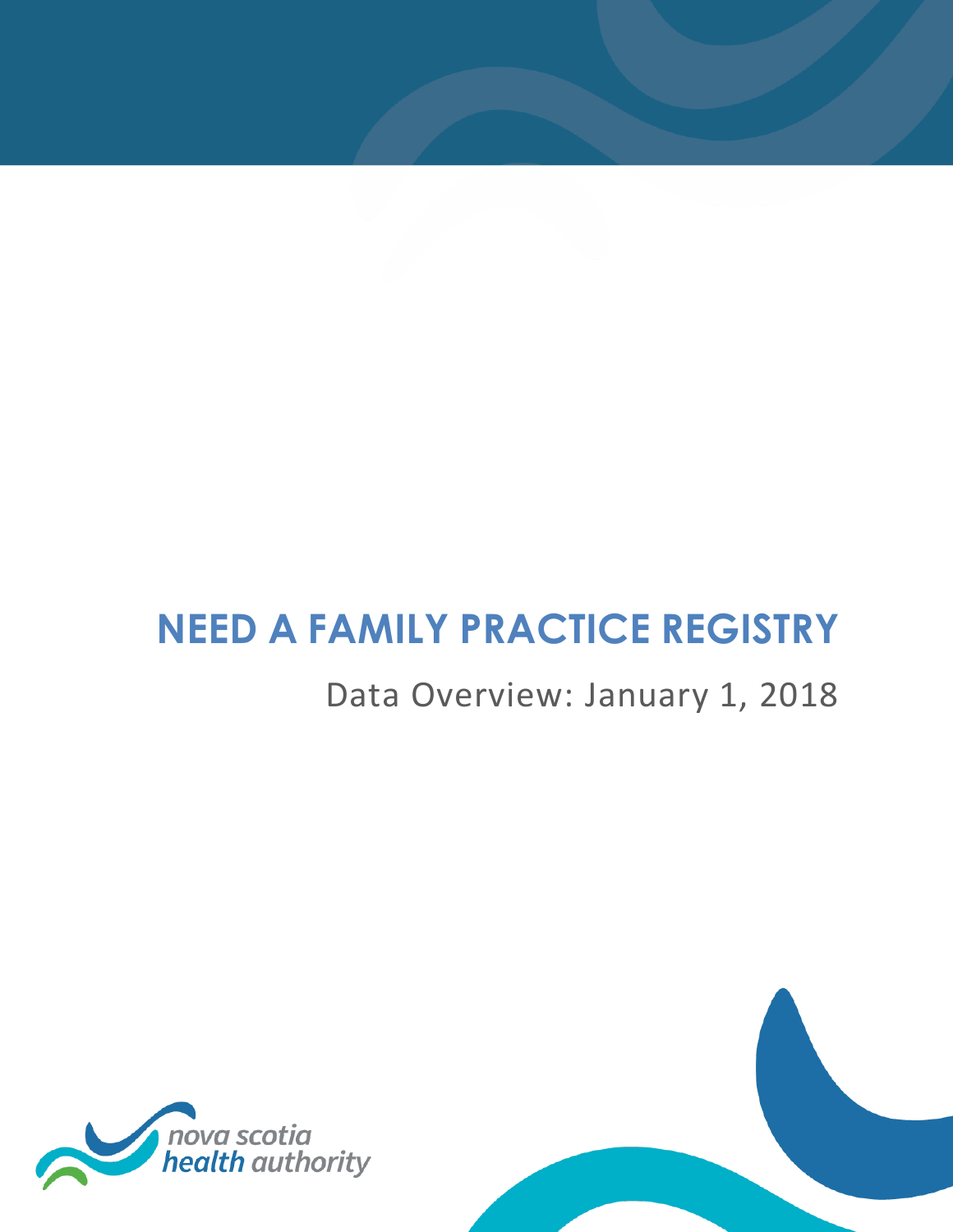# NEED A FAMILY PRACTICE REGISTRY

Data Overview: January 1, 2018

nova scotia
health authority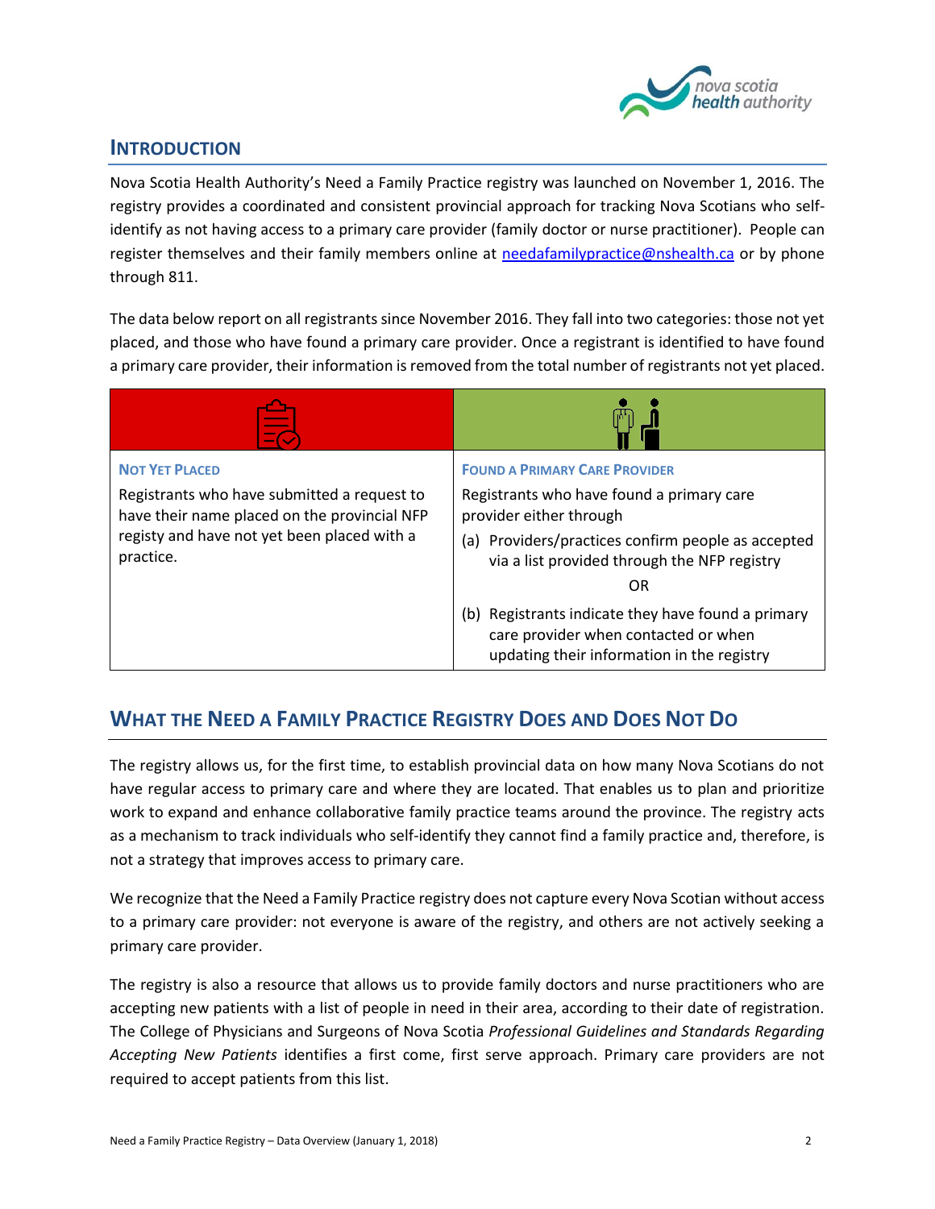## Introduction

Nova Scotia Health Authority's Need a Family Practice registry was launched on November 1, 2016. The registry provides a coordinated and consistent provincial approach for tracking Nova Scotians who self-identify as not having access to a primary care provider (family doctor or nurse practitioner). People can register themselves and their family members online at needafamilypractice@nshealth.ca or by phone through 811.

The data below report on all registrants since November 2016. They fall into two categories: those not yet placed, and those who have found a primary care provider. Once a registrant is identified to have found a primary care provider, their information is removed from the total number of registrants not yet placed.

| **Not Yet Placed** | **Found a Primary Care Provider** |
|---|---|
| Registrants who have submitted a request to have their name placed on the provincial NFP registy and have not yet been placed with a practice. | Registrants who have found a primary care provider either through<br>(a) Providers/practices confirm people as accepted via a list provided through the NFP registry<br>OR<br>(b) Registrants indicate they have found a primary care provider when contacted or when updating their information in the registry |

## What the Need a Family Practice Registry Does and Does Not Do

The registry allows us, for the first time, to establish provincial data on how many Nova Scotians do not have regular access to primary care and where they are located. That enables us to plan and prioritize work to expand and enhance collaborative family practice teams around the province. The registry acts as a mechanism to track individuals who self-identify they cannot find a family practice and, therefore, is not a strategy that improves access to primary care.

We recognize that the Need a Family Practice registry does not capture every Nova Scotian without access to a primary care provider: not everyone is aware of the registry, and others are not actively seeking a primary care provider.

The registry is also a resource that allows us to provide family doctors and nurse practitioners who are accepting new patients with a list of people in need in their area, according to their date of registration. The College of Physicians and Surgeons of Nova Scotia *Professional Guidelines and Standards Regarding Accepting New Patients* identifies a first come, first serve approach. Primary care providers are not required to accept patients from this list.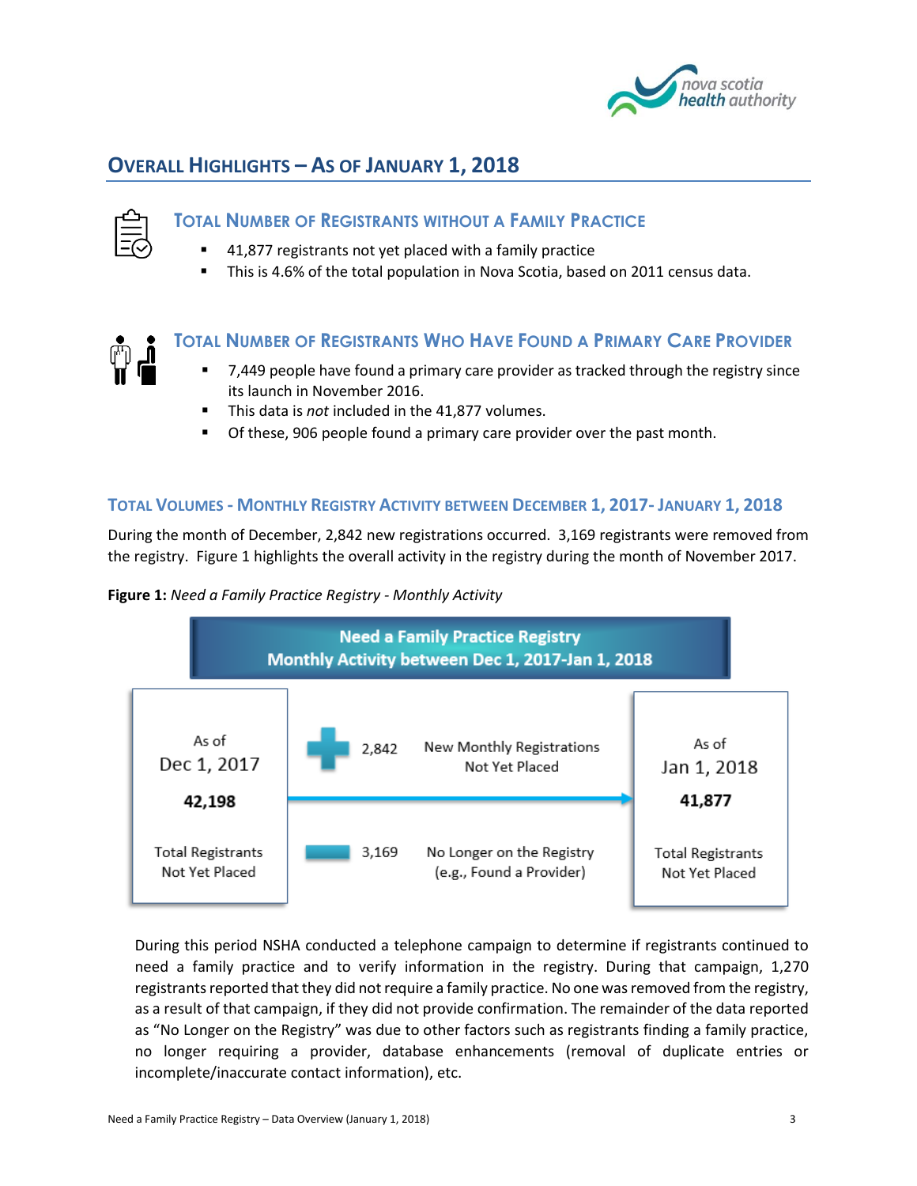## Overall Highlights – As of January 1, 2018

### Total Number of Registrants without a Family Practice

- 41,877 registrants not yet placed with a family practice
- This is 4.6% of the total population in Nova Scotia, based on 2011 census data.

### Total Number of Registrants Who Have Found a Primary Care Provider

- 7,449 people have found a primary care provider as tracked through the registry since its launch in November 2016.
- This data is *not* included in the 41,877 volumes.
- Of these, 906 people found a primary care provider over the past month.

### Total Volumes - Monthly Registry Activity between December 1, 2017- January 1, 2018

During the month of December, 2,842 new registrations occurred. 3,169 registrants were removed from the registry. Figure 1 highlights the overall activity in the registry during the month of November 2017.

**Figure 1:** *Need a Family Practice Registry - Monthly Activity*

**Need a Family Practice Registry**
**Monthly Activity between Dec 1, 2017-Jan 1, 2018**

| As of Dec 1, 2017 | Activity | | As of Jan 1, 2018 |
|---|---|---|---|
| **42,198** Total Registrants Not Yet Placed | + 2,842 | New Monthly Registrations Not Yet Placed | **41,877** Total Registrants Not Yet Placed |
| | – 3,169 | No Longer on the Registry (e.g., Found a Provider) | |

During this period NSHA conducted a telephone campaign to determine if registrants continued to need a family practice and to verify information in the registry. During that campaign, 1,270 registrants reported that they did not require a family practice. No one was removed from the registry, as a result of that campaign, if they did not provide confirmation. The remainder of the data reported as "No Longer on the Registry" was due to other factors such as registrants finding a family practice, no longer requiring a provider, database enhancements (removal of duplicate entries or incomplete/inaccurate contact information), etc.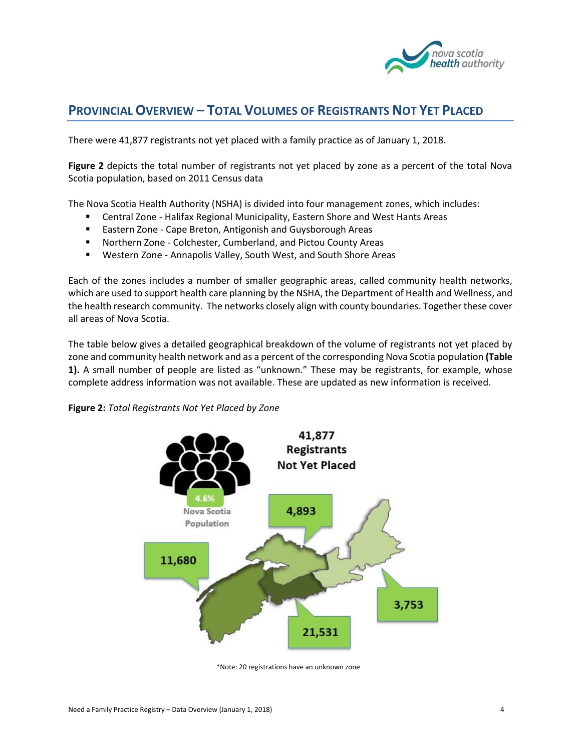## Provincial Overview – Total Volumes of Registrants Not Yet Placed

There were 41,877 registrants not yet placed with a family practice as of January 1, 2018.

**Figure 2** depicts the total number of registrants not yet placed by zone as a percent of the total Nova Scotia population, based on 2011 Census data

The Nova Scotia Health Authority (NSHA) is divided into four management zones, which includes:

- Central Zone - Halifax Regional Municipality, Eastern Shore and West Hants Areas
- Eastern Zone - Cape Breton, Antigonish and Guysborough Areas
- Northern Zone - Colchester, Cumberland, and Pictou County Areas
- Western Zone - Annapolis Valley, South West, and South Shore Areas

Each of the zones includes a number of smaller geographic areas, called community health networks, which are used to support health care planning by the NSHA, the Department of Health and Wellness, and the health research community. The networks closely align with county boundaries. Together these cover all areas of Nova Scotia.

The table below gives a detailed geographical breakdown of the volume of registrants not yet placed by zone and community health network and as a percent of the corresponding Nova Scotia population **(Table 1).** A small number of people are listed as "unknown." These may be registrants, for example, whose complete address information was not available. These are updated as new information is received.

**Figure 2:** *Total Registrants Not Yet Placed by Zone*

41,877 Registrants Not Yet Placed

4.6% Nova Scotia Population

4,893

11,680

3,753

21,531

*Note: 20 registrations have an unknown zone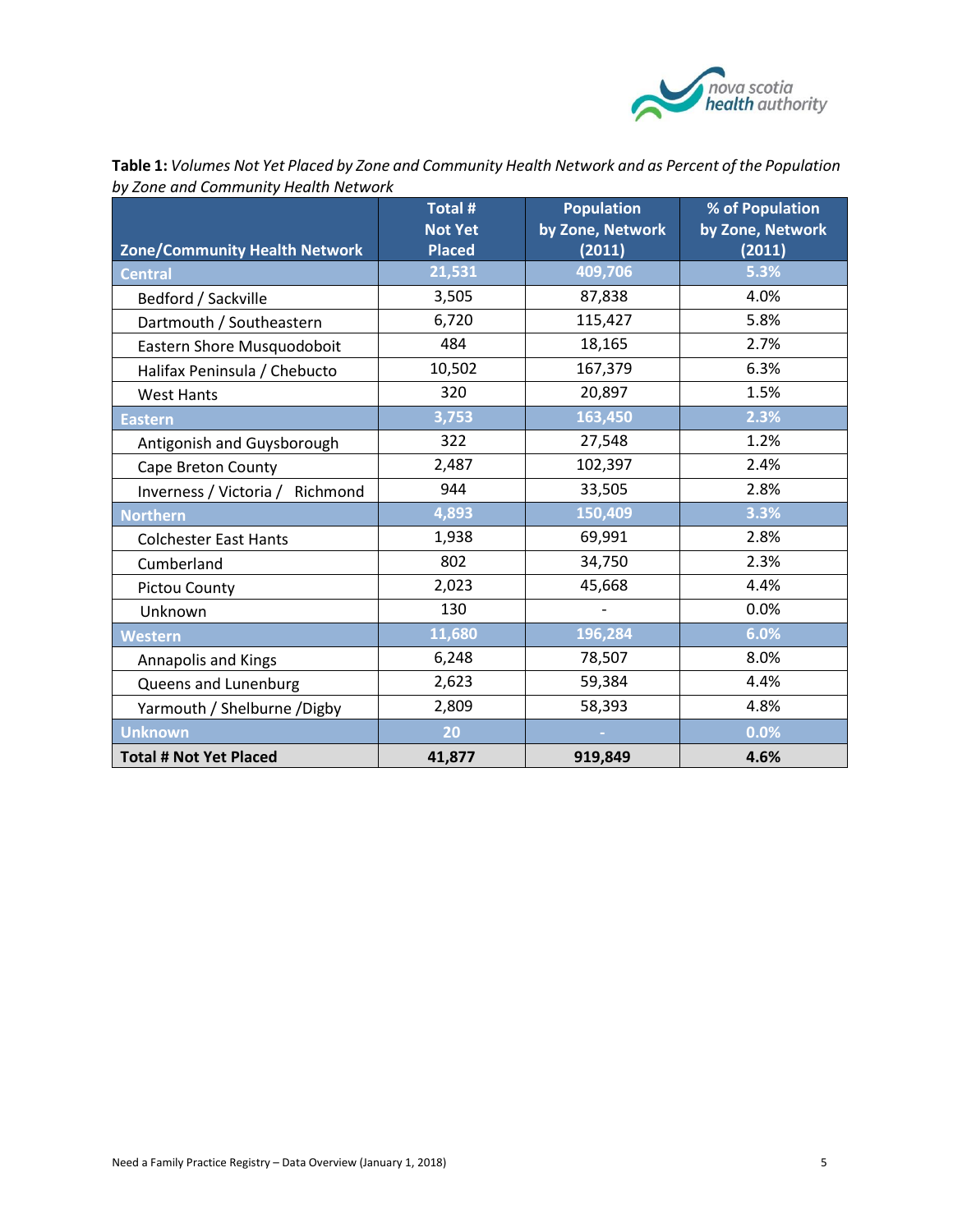**Table 1:** *Volumes Not Yet Placed by Zone and Community Health Network and as Percent of the Population by Zone and Community Health Network*

| Zone/Community Health Network | Total # Not Yet Placed | Population by Zone, Network (2011) | % of Population by Zone, Network (2011) |
|---|---|---|---|
| **Central** | **21,531** | **409,706** | **5.3%** |
| Bedford / Sackville | 3,505 | 87,838 | 4.0% |
| Dartmouth / Southeastern | 6,720 | 115,427 | 5.8% |
| Eastern Shore Musquodoboit | 484 | 18,165 | 2.7% |
| Halifax Peninsula / Chebucto | 10,502 | 167,379 | 6.3% |
| West Hants | 320 | 20,897 | 1.5% |
| **Eastern** | **3,753** | **163,450** | **2.3%** |
| Antigonish and Guysborough | 322 | 27,548 | 1.2% |
| Cape Breton County | 2,487 | 102,397 | 2.4% |
| Inverness / Victoria / Richmond | 944 | 33,505 | 2.8% |
| **Northern** | **4,893** | **150,409** | **3.3%** |
| Colchester East Hants | 1,938 | 69,991 | 2.8% |
| Cumberland | 802 | 34,750 | 2.3% |
| Pictou County | 2,023 | 45,668 | 4.4% |
| Unknown | 130 | - | 0.0% |
| **Western** | **11,680** | **196,284** | **6.0%** |
| Annapolis and Kings | 6,248 | 78,507 | 8.0% |
| Queens and Lunenburg | 2,623 | 59,384 | 4.4% |
| Yarmouth / Shelburne /Digby | 2,809 | 58,393 | 4.8% |
| **Unknown** | **20** | **-** | **0.0%** |
| **Total # Not Yet Placed** | **41,877** | **919,849** | **4.6%** |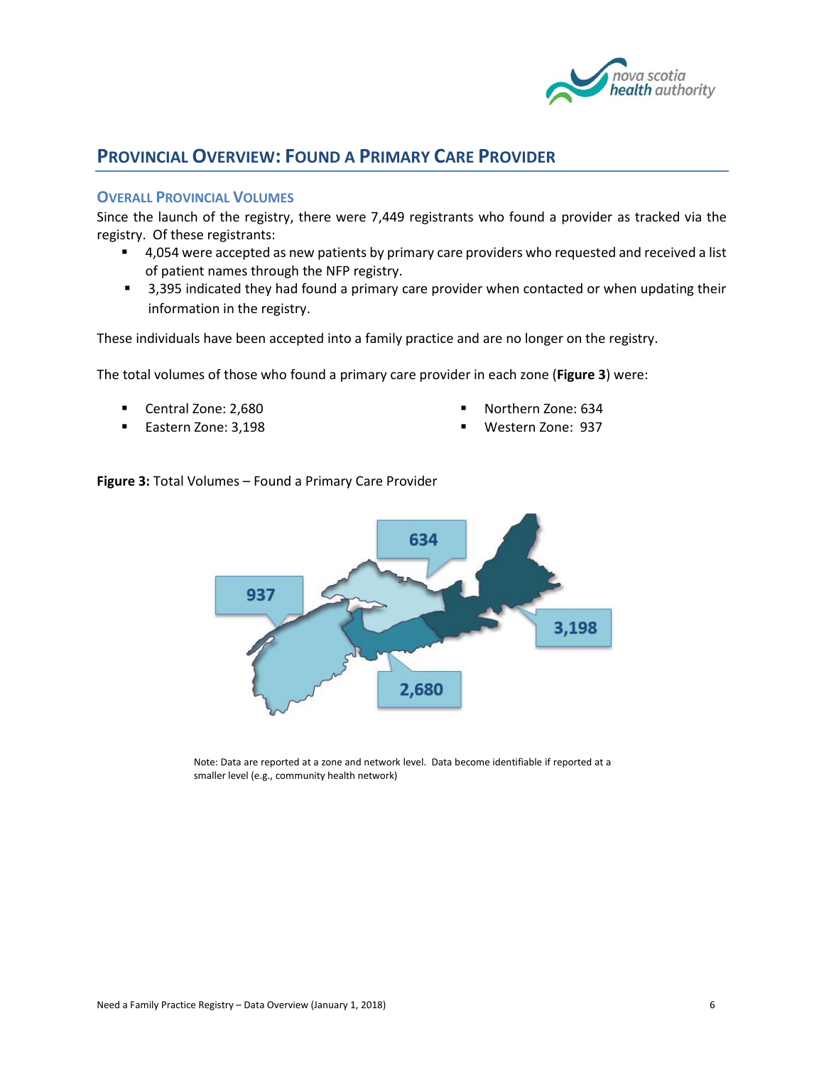## Provincial Overview: Found a Primary Care Provider

### Overall Provincial Volumes

Since the launch of the registry, there were 7,449 registrants who found a provider as tracked via the registry. Of these registrants:

- 4,054 were accepted as new patients by primary care providers who requested and received a list of patient names through the NFP registry.
- 3,395 indicated they had found a primary care provider when contacted or when updating their information in the registry.

These individuals have been accepted into a family practice and are no longer on the registry.

The total volumes of those who found a primary care provider in each zone (**Figure 3**) were:

- Central Zone: 2,680
- Eastern Zone: 3,198
- Northern Zone: 634
- Western Zone: 937

**Figure 3:** Total Volumes – Found a Primary Care Provider

634

937

3,198

2,680

Note: Data are reported at a zone and network level. Data become identifiable if reported at a smaller level (e.g., community health network)